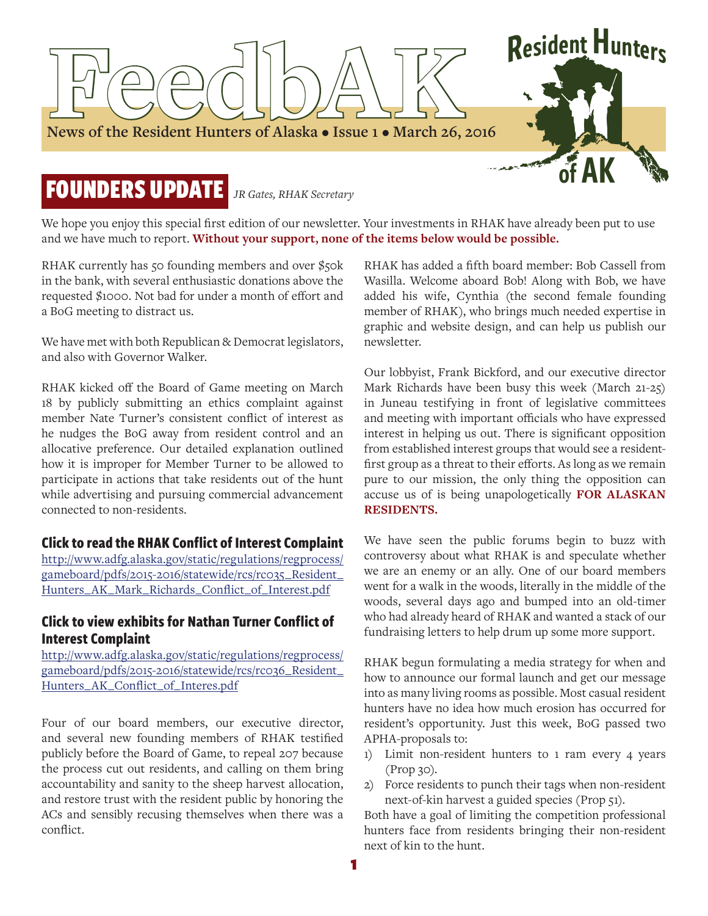# FeedbAK

**News of the Resident Hunters of Alaska • Issue 1 • March 26, 2016**

Resident Hunters of AK

## FOUNDERS UPDATE

*JR Gates, RHAK Secretary*

We hope you enjoy this special first edition of our newsletter. Your investments in RHAK have already been put to use and we have much to report. **Without your support, none of the items below would be possible.**

RHAK currently has 50 founding members and over $50k in the bank, with several enthusiastic donations above the requested $1000. Not bad for under a month of effort and a BoG meeting to distract us.

We have met with both Republican & Democrat legislators, and also with Governor Walker.

RHAK kicked off the Board of Game meeting on March 18 by publicly submitting an ethics complaint against member Nate Turner's consistent conflict of interest as he nudges the BoG away from resident control and an allocative preference. Our detailed explanation outlined how it is improper for Member Turner to be allowed to participate in actions that take residents out of the hunt while advertising and pursuing commercial advancement connected to non-residents.

### Click to read the RHAK Conflict of Interest Complaint

http://www.adfg.alaska.gov/static/regulations/regprocess/gameboard/pdfs/2015-2016/statewide/rcs/rc035_Resident_Hunters_AK_Mark_Richards_Conflict_of_Interest.pdf

### Click to view exhibits for Nathan Turner Conflict of Interest Complaint

http://www.adfg.alaska.gov/static/regulations/regprocess/gameboard/pdfs/2015-2016/statewide/rcs/rc036_Resident_Hunters_AK_Conflict_of_Interes.pdf

Four of our board members, our executive director, and several new founding members of RHAK testified publicly before the Board of Game, to repeal 207 because the process cut out residents, and calling on them bring accountability and sanity to the sheep harvest allocation, and restore trust with the resident public by honoring the ACs and sensibly recusing themselves when there was a conflict.

RHAK has added a fifth board member: Bob Cassell from Wasilla. Welcome aboard Bob! Along with Bob, we have added his wife, Cynthia (the second female founding member of RHAK), who brings much needed expertise in graphic and website design, and can help us publish our newsletter.

Our lobbyist, Frank Bickford, and our executive director Mark Richards have been busy this week (March 21-25) in Juneau testifying in front of legislative committees and meeting with important officials who have expressed interest in helping us out. There is significant opposition from established interest groups that would see a resident-first group as a threat to their efforts. As long as we remain pure to our mission, the only thing the opposition can accuse us of is being unapologetically **FOR ALASKAN RESIDENTS.**

We have seen the public forums begin to buzz with controversy about what RHAK is and speculate whether we are an enemy or an ally. One of our board members went for a walk in the woods, literally in the middle of the woods, several days ago and bumped into an old-timer who had already heard of RHAK and wanted a stack of our fundraising letters to help drum up some more support.

RHAK begun formulating a media strategy for when and how to announce our formal launch and get our message into as many living rooms as possible. Most casual resident hunters have no idea how much erosion has occurred for resident's opportunity. Just this week, BoG passed two APHA-proposals to:

1) Limit non-resident hunters to 1 ram every 4 years (Prop 30).
2) Force residents to punch their tags when non-resident next-of-kin harvest a guided species (Prop 51).

Both have a goal of limiting the competition professional hunters face from residents bringing their non-resident next of kin to the hunt.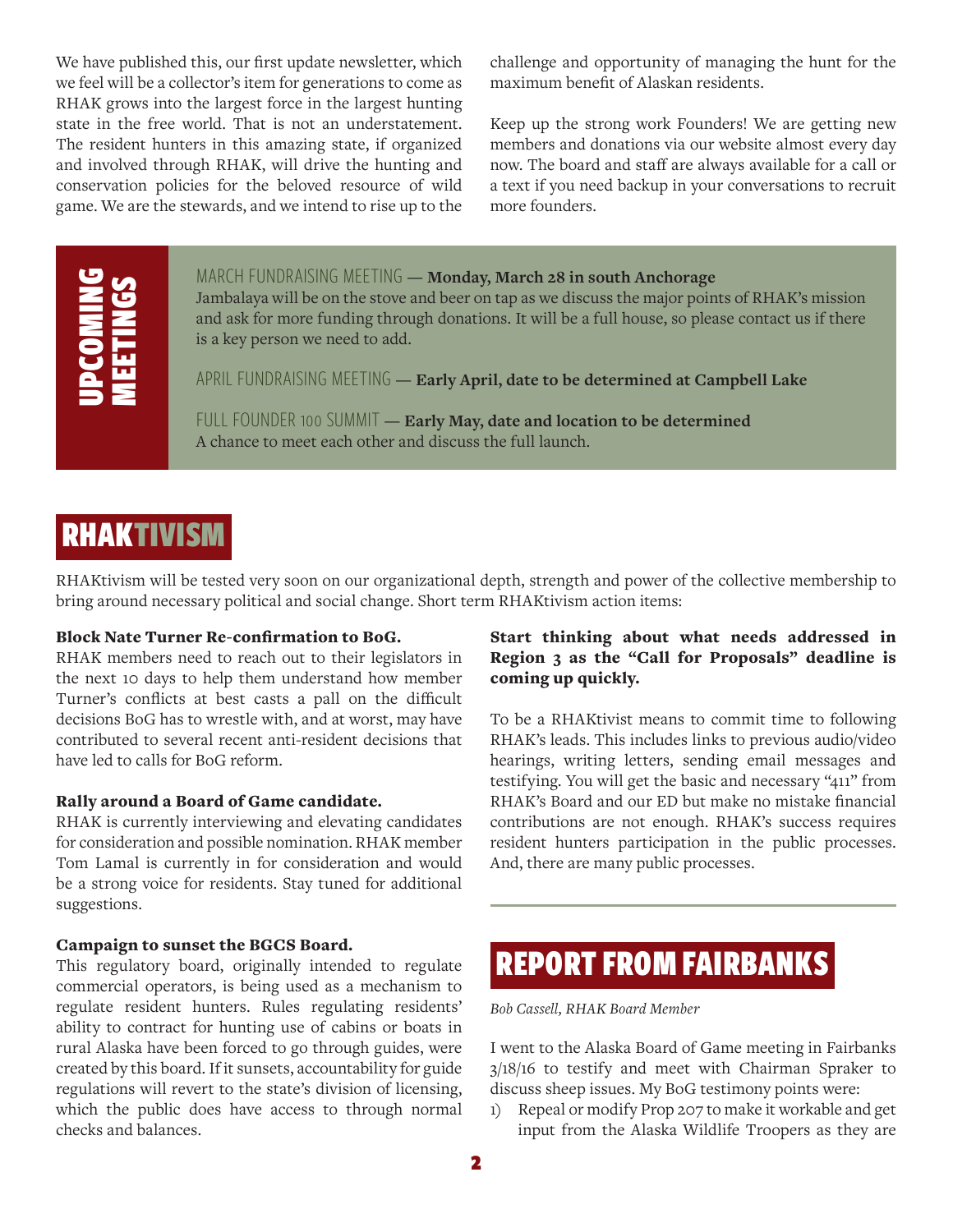We have published this, our first update newsletter, which we feel will be a collector's item for generations to come as RHAK grows into the largest force in the largest hunting state in the free world. That is not an understatement. The resident hunters in this amazing state, if organized and involved through RHAK, will drive the hunting and conservation policies for the beloved resource of wild game. We are the stewards, and we intend to rise up to the challenge and opportunity of managing the hunt for the maximum benefit of Alaskan residents.

Keep up the strong work Founders! We are getting new members and donations via our website almost every day now. The board and staff are always available for a call or a text if you need backup in your conversations to recruit more founders.

## UPCOMING MEETINGS

MARCH FUNDRAISING MEETING — **Monday, March 28 in south Anchorage**
Jambalaya will be on the stove and beer on tap as we discuss the major points of RHAK's mission and ask for more funding through donations. It will be a full house, so please contact us if there is a key person we need to add.

APRIL FUNDRAISING MEETING — **Early April, date to be determined at Campbell Lake**

FULL FOUNDER 100 SUMMIT — **Early May, date and location to be determined**
A chance to meet each other and discuss the full launch.

## RHAKTIVISM

RHAKtivism will be tested very soon on our organizational depth, strength and power of the collective membership to bring around necessary political and social change. Short term RHAKtivism action items:

**Block Nate Turner Re-confirmation to BoG.**
RHAK members need to reach out to their legislators in the next 10 days to help them understand how member Turner's conflicts at best casts a pall on the difficult decisions BoG has to wrestle with, and at worst, may have contributed to several recent anti-resident decisions that have led to calls for BoG reform.

**Rally around a Board of Game candidate.**
RHAK is currently interviewing and elevating candidates for consideration and possible nomination. RHAK member Tom Lamal is currently in for consideration and would be a strong voice for residents. Stay tuned for additional suggestions.

**Campaign to sunset the BGCS Board.**
This regulatory board, originally intended to regulate commercial operators, is being used as a mechanism to regulate resident hunters. Rules regulating residents' ability to contract for hunting use of cabins or boats in rural Alaska have been forced to go through guides, were created by this board. If it sunsets, accountability for guide regulations will revert to the state's division of licensing, which the public does have access to through normal checks and balances.

**Start thinking about what needs addressed in Region 3 as the "Call for Proposals" deadline is coming up quickly.**

To be a RHAKtivist means to commit time to following RHAK's leads. This includes links to previous audio/video hearings, writing letters, sending email messages and testifying. You will get the basic and necessary "411" from RHAK's Board and our ED but make no mistake financial contributions are not enough. RHAK's success requires resident hunters participation in the public processes. And, there are many public processes.

## REPORT FROM FAIRBANKS

*Bob Cassell, RHAK Board Member*

I went to the Alaska Board of Game meeting in Fairbanks 3/18/16 to testify and meet with Chairman Spraker to discuss sheep issues. My BoG testimony points were:

1) Repeal or modify Prop 207 to make it workable and get input from the Alaska Wildlife Troopers as they are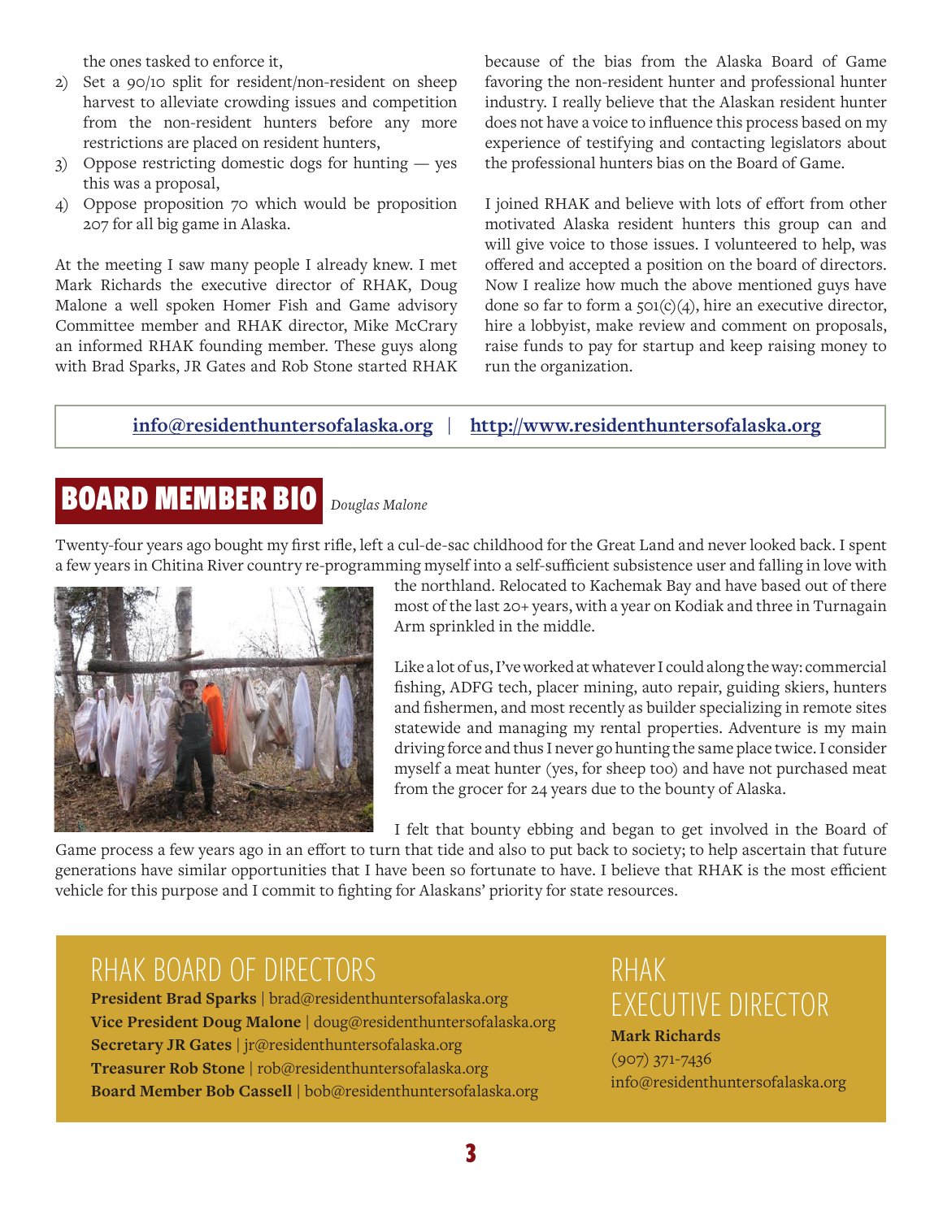the ones tasked to enforce it,

2) Set a 90/10 split for resident/non-resident on sheep harvest to alleviate crowding issues and competition from the non-resident hunters before any more restrictions are placed on resident hunters,
3) Oppose restricting domestic dogs for hunting — yes this was a proposal,
4) Oppose proposition 70 which would be proposition 207 for all big game in Alaska.

At the meeting I saw many people I already knew. I met Mark Richards the executive director of RHAK, Doug Malone a well spoken Homer Fish and Game advisory Committee member and RHAK director, Mike McCrary an informed RHAK founding member. These guys along with Brad Sparks, JR Gates and Rob Stone started RHAK because of the bias from the Alaska Board of Game favoring the non-resident hunter and professional hunter industry. I really believe that the Alaskan resident hunter does not have a voice to influence this process based on my experience of testifying and contacting legislators about the professional hunters bias on the Board of Game.

I joined RHAK and believe with lots of effort from other motivated Alaska resident hunters this group can and will give voice to those issues. I volunteered to help, was offered and accepted a position on the board of directors. Now I realize how much the above mentioned guys have done so far to form a 501(c)(4), hire an executive director, hire a lobbyist, make review and comment on proposals, raise funds to pay for startup and keep raising money to run the organization.

**info@residenthuntersofalaska.org** | **http://www.residenthuntersofalaska.org**

## BOARD MEMBER BIO

*Douglas Malone*

Twenty-four years ago bought my first rifle, left a cul-de-sac childhood for the Great Land and never looked back. I spent a few years in Chitina River country re-programming myself into a self-sufficient subsistence user and falling in love with the northland. Relocated to Kachemak Bay and have based out of there most of the last 20+ years, with a year on Kodiak and three in Turnagain Arm sprinkled in the middle.

Like a lot of us, I've worked at whatever I could along the way: commercial fishing, ADFG tech, placer mining, auto repair, guiding skiers, hunters and fishermen, and most recently as builder specializing in remote sites statewide and managing my rental properties. Adventure is my main driving force and thus I never go hunting the same place twice. I consider myself a meat hunter (yes, for sheep too) and have not purchased meat from the grocer for 24 years due to the bounty of Alaska.

I felt that bounty ebbing and began to get involved in the Board of Game process a few years ago in an effort to turn that tide and also to put back to society; to help ascertain that future generations have similar opportunities that I have been so fortunate to have. I believe that RHAK is the most efficient vehicle for this purpose and I commit to fighting for Alaskans' priority for state resources.

## RHAK BOARD OF DIRECTORS

**President Brad Sparks** | brad@residenthuntersofalaska.org
**Vice President Doug Malone** | doug@residenthuntersofalaska.org
**Secretary JR Gates** | jr@residenthuntersofalaska.org
**Treasurer Rob Stone** | rob@residenthuntersofalaska.org
**Board Member Bob Cassell** | bob@residenthuntersofalaska.org

## RHAK EXECUTIVE DIRECTOR

**Mark Richards**
(907) 371-7436
info@residenthuntersofalaska.org